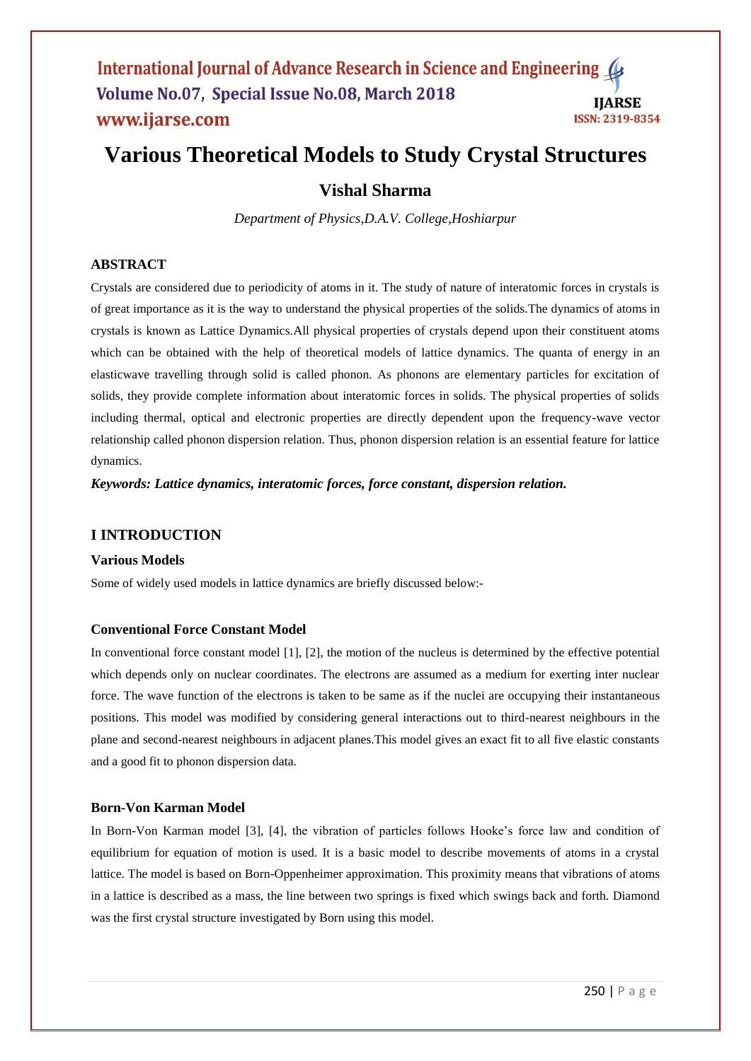# Various Theoretical Models to Study Crystal Structures

## Vishal Sharma

*Department of Physics,D.A.V. College,Hoshiarpur*

### ABSTRACT

Crystals are considered due to periodicity of atoms in it. The study of nature of interatomic forces in crystals is of great importance as it is the way to understand the physical properties of the solids.The dynamics of atoms in crystals is known as Lattice Dynamics.All physical properties of crystals depend upon their constituent atoms which can be obtained with the help of theoretical models of lattice dynamics. The quanta of energy in an elasticwave travelling through solid is called phonon. As phonons are elementary particles for excitation of solids, they provide complete information about interatomic forces in solids. The physical properties of solids including thermal, optical and electronic properties are directly dependent upon the frequency-wave vector relationship called phonon dispersion relation. Thus, phonon dispersion relation is an essential feature for lattice dynamics.

***Keywords: Lattice dynamics, interatomic forces, force constant, dispersion relation.***

## I INTRODUCTION

### Various Models

Some of widely used models in lattice dynamics are briefly discussed below:-

### Conventional Force Constant Model

In conventional force constant model [1], [2], the motion of the nucleus is determined by the effective potential which depends only on nuclear coordinates. The electrons are assumed as a medium for exerting inter nuclear force. The wave function of the electrons is taken to be same as if the nuclei are occupying their instantaneous positions. This model was modified by considering general interactions out to third-nearest neighbours in the plane and second-nearest neighbours in adjacent planes.This model gives an exact fit to all five elastic constants and a good fit to phonon dispersion data.

### Born-Von Karman Model

In Born-Von Karman model [3], [4], the vibration of particles follows Hooke's force law and condition of equilibrium for equation of motion is used. It is a basic model to describe movements of atoms in a crystal lattice. The model is based on Born-Oppenheimer approximation. This proximity means that vibrations of atoms in a lattice is described as a mass, the line between two springs is fixed which swings back and forth. Diamond was the first crystal structure investigated by Born using this model.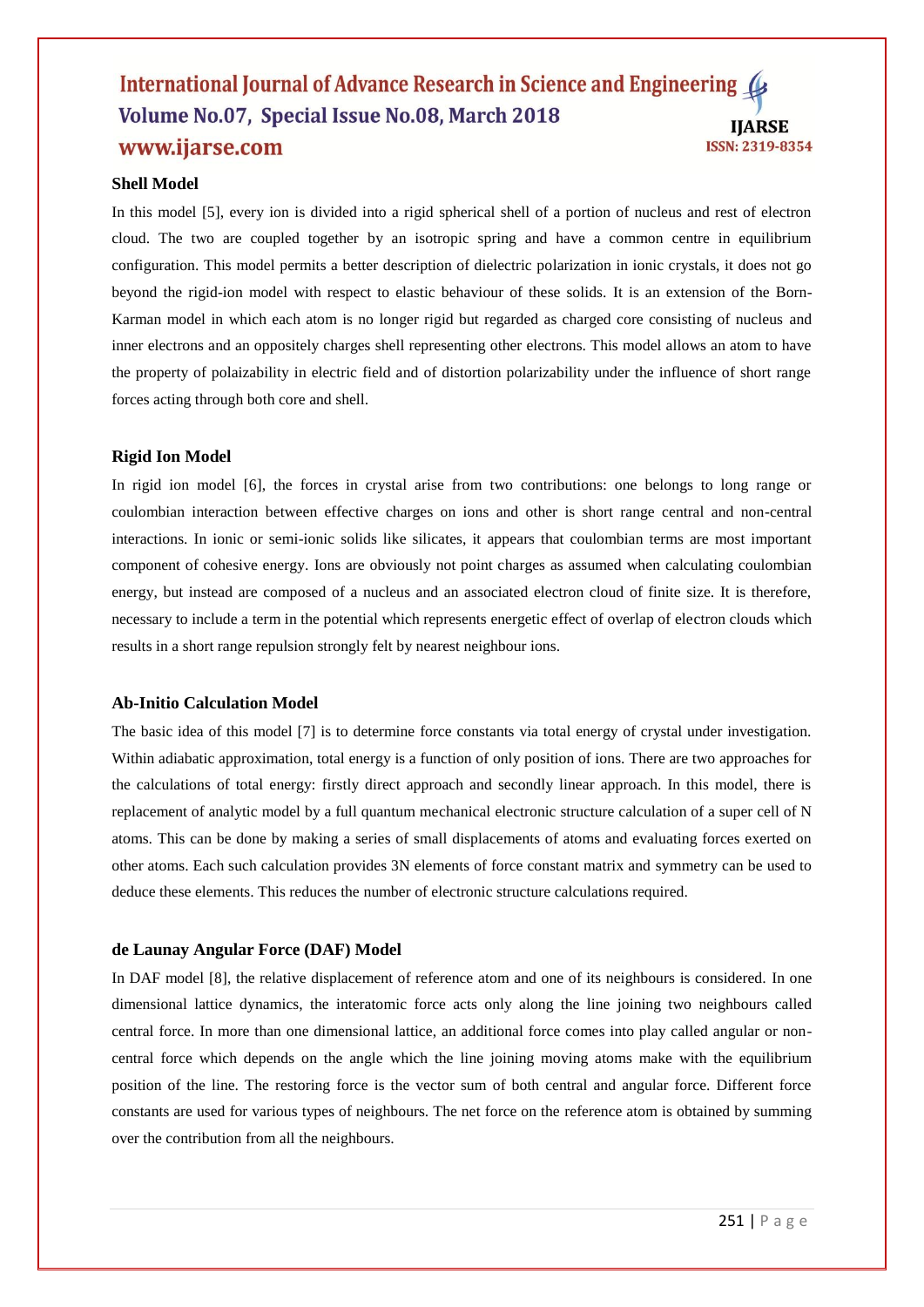### Shell Model

In this model [5], every ion is divided into a rigid spherical shell of a portion of nucleus and rest of electron cloud. The two are coupled together by an isotropic spring and have a common centre in equilibrium configuration. This model permits a better description of dielectric polarization in ionic crystals, it does not go beyond the rigid-ion model with respect to elastic behaviour of these solids. It is an extension of the Born-Karman model in which each atom is no longer rigid but regarded as charged core consisting of nucleus and inner electrons and an oppositely charges shell representing other electrons. This model allows an atom to have the property of polaizability in electric field and of distortion polarizability under the influence of short range forces acting through both core and shell.

### Rigid Ion Model

In rigid ion model [6], the forces in crystal arise from two contributions: one belongs to long range or coulombian interaction between effective charges on ions and other is short range central and non-central interactions. In ionic or semi-ionic solids like silicates, it appears that coulombian terms are most important component of cohesive energy. Ions are obviously not point charges as assumed when calculating coulombian energy, but instead are composed of a nucleus and an associated electron cloud of finite size. It is therefore, necessary to include a term in the potential which represents energetic effect of overlap of electron clouds which results in a short range repulsion strongly felt by nearest neighbour ions.

### Ab-Initio Calculation Model

The basic idea of this model [7] is to determine force constants via total energy of crystal under investigation. Within adiabatic approximation, total energy is a function of only position of ions. There are two approaches for the calculations of total energy: firstly direct approach and secondly linear approach. In this model, there is replacement of analytic model by a full quantum mechanical electronic structure calculation of a super cell of N atoms. This can be done by making a series of small displacements of atoms and evaluating forces exerted on other atoms. Each such calculation provides 3N elements of force constant matrix and symmetry can be used to deduce these elements. This reduces the number of electronic structure calculations required.

### de Launay Angular Force (DAF) Model

In DAF model [8], the relative displacement of reference atom and one of its neighbours is considered. In one dimensional lattice dynamics, the interatomic force acts only along the line joining two neighbours called central force. In more than one dimensional lattice, an additional force comes into play called angular or non-central force which depends on the angle which the line joining moving atoms make with the equilibrium position of the line. The restoring force is the vector sum of both central and angular force. Different force constants are used for various types of neighbours. The net force on the reference atom is obtained by summing over the contribution from all the neighbours.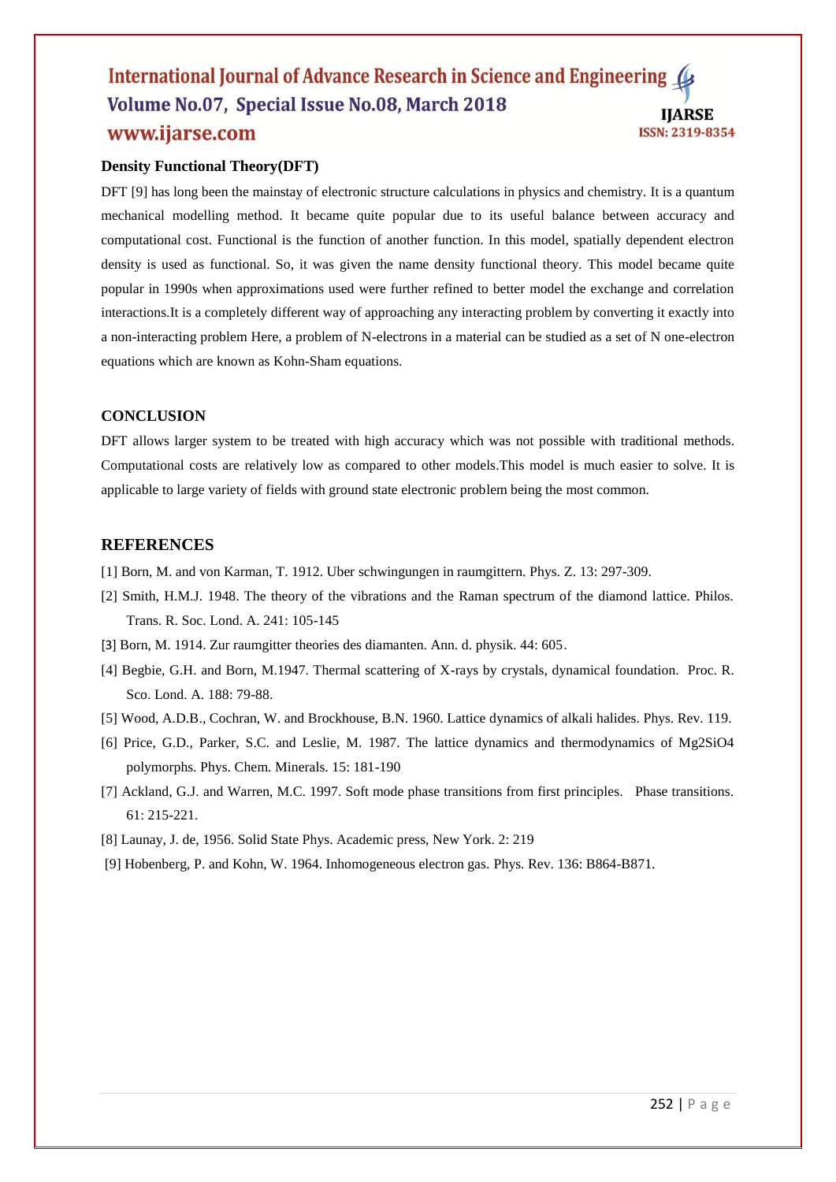### Density Functional Theory(DFT)

DFT [9] has long been the mainstay of electronic structure calculations in physics and chemistry. It is a quantum mechanical modelling method. It became quite popular due to its useful balance between accuracy and computational cost. Functional is the function of another function. In this model, spatially dependent electron density is used as functional. So, it was given the name density functional theory. This model became quite popular in 1990s when approximations used were further refined to better model the exchange and correlation interactions.It is a completely different way of approaching any interacting problem by converting it exactly into a non-interacting problem Here, a problem of N-electrons in a material can be studied as a set of N one-electron equations which are known as Kohn-Sham equations.

## CONCLUSION

DFT allows larger system to be treated with high accuracy which was not possible with traditional methods. Computational costs are relatively low as compared to other models.This model is much easier to solve. It is applicable to large variety of fields with ground state electronic problem being the most common.

## REFERENCES

[1] Born, M. and von Karman, T. 1912. Uber schwingungen in raumgittern. Phys. Z. 13: 297-309.

[2] Smith, H.M.J. 1948. The theory of the vibrations and the Raman spectrum of the diamond lattice. Philos. Trans. R. Soc. Lond. A. 241: 105-145

[3] Born, M. 1914. Zur raumgitter theories des diamanten. Ann. d. physik. 44: 605.

[4] Begbie, G.H. and Born, M.1947. Thermal scattering of X-rays by crystals, dynamical foundation. Proc. R. Sco. Lond. A. 188: 79-88.

[5] Wood, A.D.B., Cochran, W. and Brockhouse, B.N. 1960. Lattice dynamics of alkali halides. Phys. Rev. 119.

[6] Price, G.D., Parker, S.C. and Leslie, M. 1987. The lattice dynamics and thermodynamics of $Mg_2SiO_4$ polymorphs. Phys. Chem. Minerals. 15: 181-190

[7] Ackland, G.J. and Warren, M.C. 1997. Soft mode phase transitions from first principles. Phase transitions. 61: 215-221.

[8] Launay, J. de, 1956. Solid State Phys. Academic press, New York. 2: 219

[9] Hobenberg, P. and Kohn, W. 1964. Inhomogeneous electron gas. Phys. Rev. 136: B864-B871.